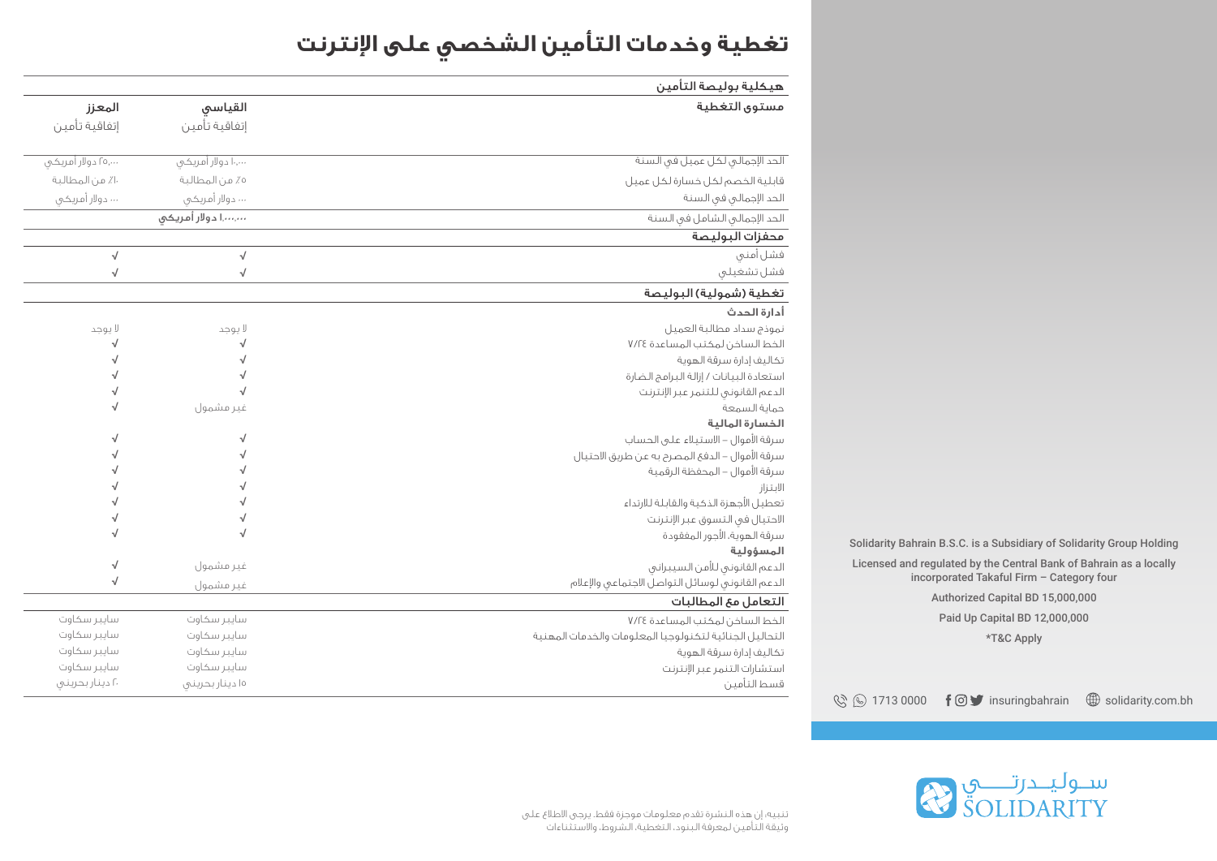# تغطية وخدمات التأمين الشخصي على الإنترنت

| هيكلية بوليصة التأمين | القياسي | المعزز |
|---|---|---|
| **مستوى التغطية** | **القياسي** إتفاقية تأمين | **المعزز** إتفاقية تأمين |
| الحد الإجمالي لكل عميل في السنة | ١٠,٠٠٠ دولار أمريكي | ٢٥,٠٠٠ دولار أمريكي |
| قابلية الخصم لكل خسارة لكل عميل | ٥٪ من المطالبة | ١٠٪ من المطالبة |
| الحد الإجمالي في السنة | ٠٠ دولار أمريكي | ٠٠ دولار أمريكي |
| الحد الإجمالي الشامل في السنة | **١,٠٠٠,٠٠٠ دولار أمريكي** | |
| **محفزات البوليصة** | | |
| فشل أمني | √ | √ |
| فشل تشغيلي | √ | √ |
| **تغطية (شمولية) البوليصة** | | |
| **أدارة الحدث** | | |
| نموذج سداد مطالبة العميل | لا يوجد | لا يوجد |
| الخط الساخن لمكتب المساعدة ٢٤/٧ | √ | √ |
| تكاليف إدارة سرقة الهوية | √ | √ |
| استعادة البيانات / إزالة البرامج الضارة | √ | √ |
| الدعم القانوني للتنمر عبر الإنترنت | √ | √ |
| حماية السمعة | غير مشمول | √ |
| **الخسارة المالية** | | |
| سرقة الأموال – الاستيلاء على الحساب | √ | √ |
| سرقة الأموال – الدفع المصرح به عن طريق الاحتيال | √ | √ |
| سرقة الأموال – المحفظة الرقمية | √ | √ |
| الابتزاز | √ | √ |
| تعطيل الأجهزة الذكية والقابلة للارتداء | √ | √ |
| الاحتيال في التسوق عبر الإنترنت | √ | √ |
| سرقة الهوية، الأجور المفقودة | √ | √ |
| **المسؤولية** | | |
| الدعم القانوني للأمن السيبراني | غير مشمول | √ |
| الدعم القانوني لوسائل التواصل الاجتماعي والإعلام | غير مشمول | √ |
| **التعامل مع المطالبات** | | |
| الخط الساخن لمكتب المساعدة ٢٤/٧ | سايبر سكاوت | سايبر سكاوت |
| التحاليل الجنائية لتكنولوجيا المعلومات والخدمات المهنية | سايبر سكاوت | سايبر سكاوت |
| تكاليف إدارة سرقة الهوية | سايبر سكاوت | سايبر سكاوت |
| استشارات التنمر عبر الإنترنت | سايبر سكاوت | سايبر سكاوت |
| قسط التأمين | ١٥ دينار بحريني | ٢٠ دينار بحريني |

تنبيه: إن هذه النشرة تقدم معلومات موجزة فقط. يرجى الاطلاع على وثيقة التأمين لمعرفة البنود، التغطية، الشروط، والاستثناءات

Solidarity Bahrain B.S.C. is a Subsidiary of Solidarity Group Holding

Licensed and regulated by the Central Bank of Bahrain as a locally incorporated Takaful Firm – Category four

Authorized Capital BD 15,000,000

Paid Up Capital BD 12,000,000

*T&C Apply

1713 0000 insuringbahrain solidarity.com.bh

سوليدرتي SOLIDARITY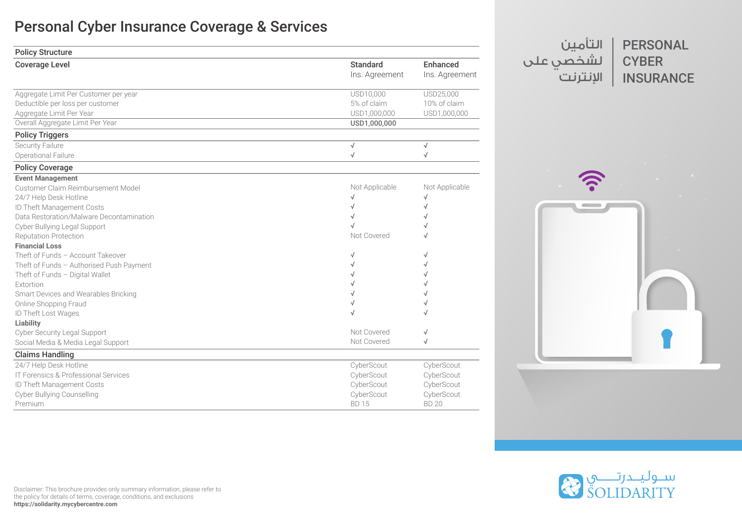# Personal Cyber Insurance Coverage & Services

| Policy Structure | | |
|---|---|---|
| **Coverage Level** | **Standard** Ins. Agreement | **Enhanced** Ins. Agreement |
| Aggregate Limit Per Customer per year | USD10,000 | USD25,000 |
| Deductible per loss per customer | 5% of claim | 10% of claim |
| Aggregate Limit Per Year | USD1,000,000 | USD1,000,000 |
| Overall Aggregate Limit Per Year | **USD1,000,000** | |
| **Policy Triggers** | | |
| Security Failure | √ | √ |
| Operational Failure | √ | √ |
| **Policy Coverage** | | |
| **Event Management** | | |
| Customer Claim Reimbursement Model | Not Applicable | Not Applicable |
| 24/7 Help Desk Hotline | √ | √ |
| ID Theft Management Costs | √ | √ |
| Data Restoration/Malware Decontamination | √ | √ |
| Cyber Bullying Legal Support | √ | √ |
| Reputation Protection | Not Covered | √ |
| **Financial Loss** | | |
| Theft of Funds – Account Takeover | √ | √ |
| Theft of Funds – Authorised Push Payment | √ | √ |
| Theft of Funds – Digital Wallet | √ | √ |
| Extortion | √ | √ |
| Smart Devices and Wearables Bricking | √ | √ |
| Online Shopping Fraud | √ | √ |
| ID Theft Lost Wages | √ | √ |
| **Liability** | | |
| Cyber Security Legal Support | Not Covered | √ |
| Social Media & Media Legal Support | Not Covered | √ |
| **Claims Handling** | | |
| 24/7 Help Desk Hotline | CyberScout | CyberScout |
| IT Forensics & Professional Services | CyberScout | CyberScout |
| ID Theft Management Costs | CyberScout | CyberScout |
| Cyber Bullying Counselling | CyberScout | CyberScout |
| Premium | BD 15 | BD 20 |

Disclaimer: This brochure provides only summary information, please refer to the policy for details of terms, coverage, conditions, and exclusions
**https://solidarity.mycybercentre.com**

التأمين
لشخصي على
الإنترنت

**PERSONAL CYBER INSURANCE**

سوليدرتي
SOLIDARITY